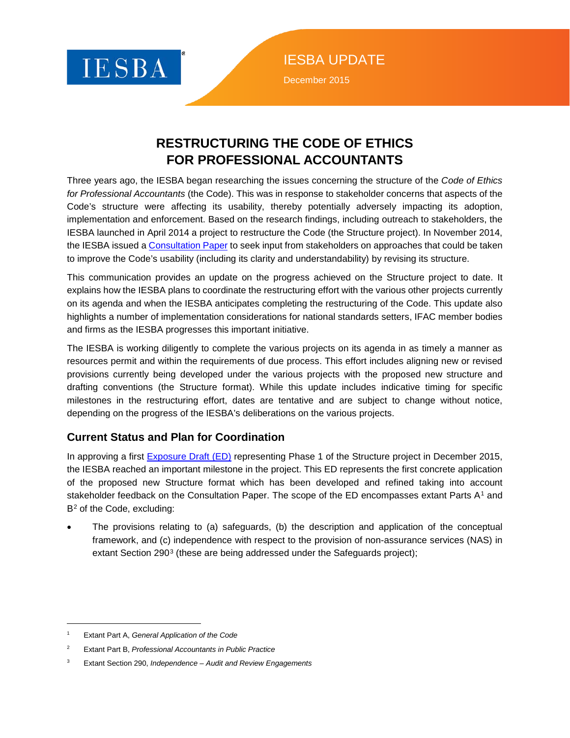IESBA

IESBA UPDATE

December 2015

# RESTRUCTURING THE CODE OF ETHICS FOR PROFESSIONAL ACCOUNTANTS

Three years ago, the IESBA began researching the issues concerning the structure of the *Code of Ethics for Professional Accountants* (the Code). This was in response to stakeholder concerns that aspects of the Code's structure were affecting its usability, thereby potentially adversely impacting its adoption, implementation and enforcement. Based on the research findings, including outreach to stakeholders, the IESBA launched in April 2014 a project to restructure the Code (the Structure project). In November 2014, the IESBA issued a Consultation Paper to seek input from stakeholders on approaches that could be taken to improve the Code's usability (including its clarity and understandability) by revising its structure.

This communication provides an update on the progress achieved on the Structure project to date. It explains how the IESBA plans to coordinate the restructuring effort with the various other projects currently on its agenda and when the IESBA anticipates completing the restructuring of the Code. This update also highlights a number of implementation considerations for national standards setters, IFAC member bodies and firms as the IESBA progresses this important initiative.

The IESBA is working diligently to complete the various projects on its agenda in as timely a manner as resources permit and within the requirements of due process. This effort includes aligning new or revised provisions currently being developed under the various projects with the proposed new structure and drafting conventions (the Structure format). While this update includes indicative timing for specific milestones in the restructuring effort, dates are tentative and are subject to change without notice, depending on the progress of the IESBA's deliberations on the various projects.

## Current Status and Plan for Coordination

In approving a first Exposure Draft (ED) representing Phase 1 of the Structure project in December 2015, the IESBA reached an important milestone in the project. This ED represents the first concrete application of the proposed new Structure format which has been developed and refined taking into account stakeholder feedback on the Consultation Paper. The scope of the ED encompasses extant Parts A[1] and B[2] of the Code, excluding:

- The provisions relating to (a) safeguards, (b) the description and application of the conceptual framework, and (c) independence with respect to the provision of non-assurance services (NAS) in extant Section 290[3] (these are being addressed under the Safeguards project);

[1] Extant Part A, *General Application of the Code*

[2] Extant Part B, *Professional Accountants in Public Practice*

[3] Extant Section 290, *Independence – Audit and Review Engagements*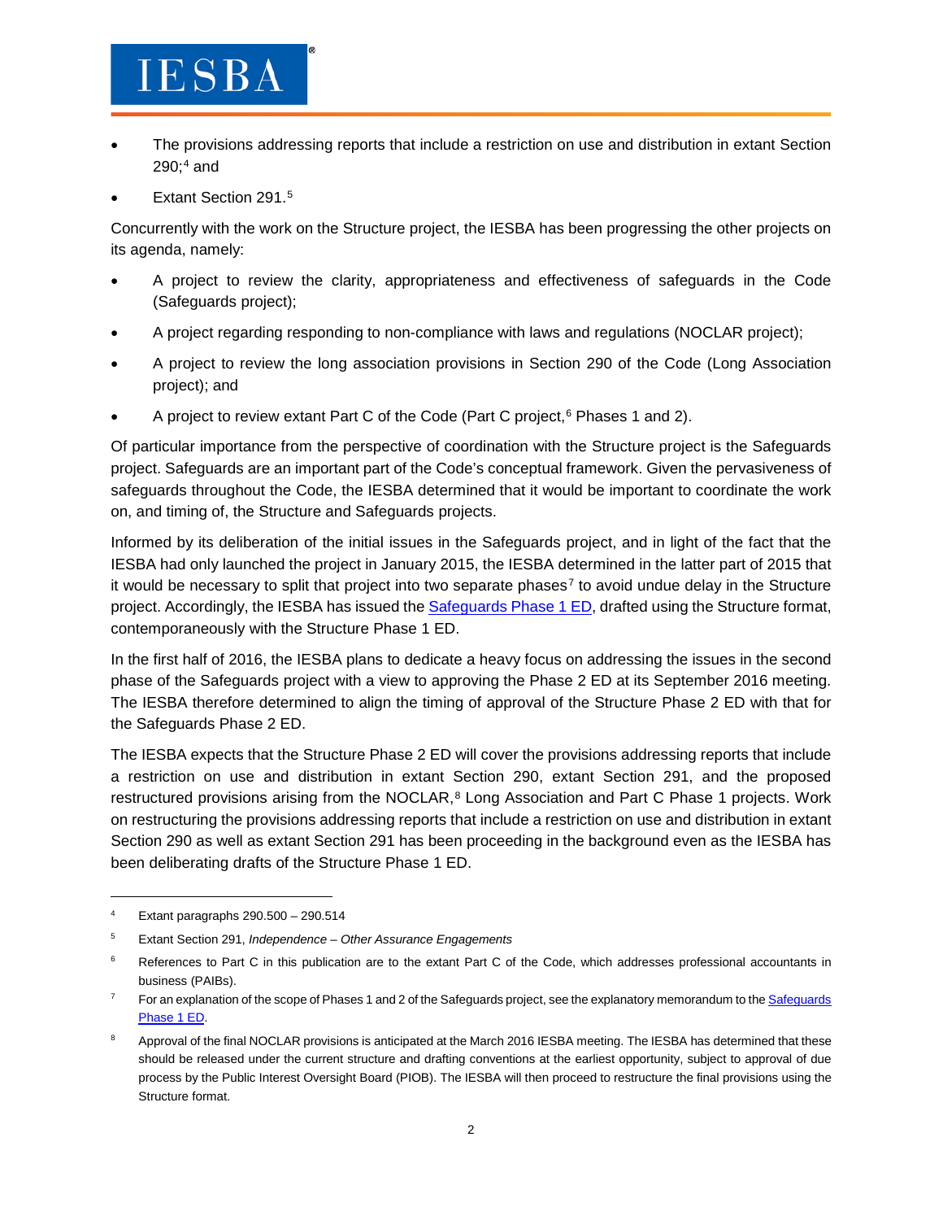- The provisions addressing reports that include a restriction on use and distribution in extant Section 290;[4] and
- Extant Section 291.[5]

Concurrently with the work on the Structure project, the IESBA has been progressing the other projects on its agenda, namely:

- A project to review the clarity, appropriateness and effectiveness of safeguards in the Code (Safeguards project);
- A project regarding responding to non-compliance with laws and regulations (NOCLAR project);
- A project to review the long association provisions in Section 290 of the Code (Long Association project); and
- A project to review extant Part C of the Code (Part C project,[6] Phases 1 and 2).

Of particular importance from the perspective of coordination with the Structure project is the Safeguards project. Safeguards are an important part of the Code's conceptual framework. Given the pervasiveness of safeguards throughout the Code, the IESBA determined that it would be important to coordinate the work on, and timing of, the Structure and Safeguards projects.

Informed by its deliberation of the initial issues in the Safeguards project, and in light of the fact that the IESBA had only launched the project in January 2015, the IESBA determined in the latter part of 2015 that it would be necessary to split that project into two separate phases[7] to avoid undue delay in the Structure project. Accordingly, the IESBA has issued the Safeguards Phase 1 ED, drafted using the Structure format, contemporaneously with the Structure Phase 1 ED.

In the first half of 2016, the IESBA plans to dedicate a heavy focus on addressing the issues in the second phase of the Safeguards project with a view to approving the Phase 2 ED at its September 2016 meeting. The IESBA therefore determined to align the timing of approval of the Structure Phase 2 ED with that for the Safeguards Phase 2 ED.

The IESBA expects that the Structure Phase 2 ED will cover the provisions addressing reports that include a restriction on use and distribution in extant Section 290, extant Section 291, and the proposed restructured provisions arising from the NOCLAR,[8] Long Association and Part C Phase 1 projects. Work on restructuring the provisions addressing reports that include a restriction on use and distribution in extant Section 290 as well as extant Section 291 has been proceeding in the background even as the IESBA has been deliberating drafts of the Structure Phase 1 ED.

---

[4] Extant paragraphs 290.500 – 290.514

[5] Extant Section 291, *Independence – Other Assurance Engagements*

[6] References to Part C in this publication are to the extant Part C of the Code, which addresses professional accountants in business (PAIBs).

[7] For an explanation of the scope of Phases 1 and 2 of the Safeguards project, see the explanatory memorandum to the Safeguards Phase 1 ED.

[8] Approval of the final NOCLAR provisions is anticipated at the March 2016 IESBA meeting. The IESBA has determined that these should be released under the current structure and drafting conventions at the earliest opportunity, subject to approval of due process by the Public Interest Oversight Board (PIOB). The IESBA will then proceed to restructure the final provisions using the Structure format.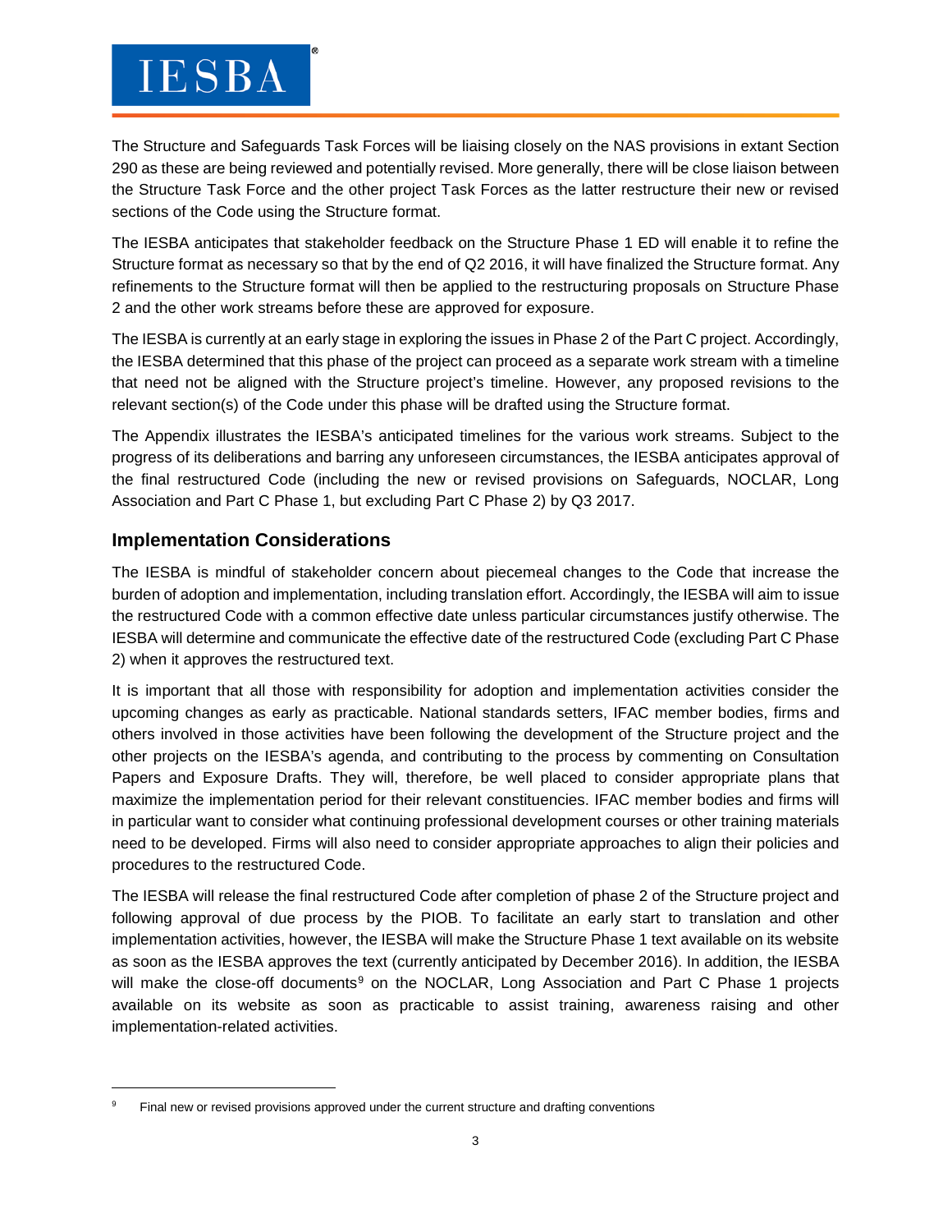The Structure and Safeguards Task Forces will be liaising closely on the NAS provisions in extant Section 290 as these are being reviewed and potentially revised. More generally, there will be close liaison between the Structure Task Force and the other project Task Forces as the latter restructure their new or revised sections of the Code using the Structure format.

The IESBA anticipates that stakeholder feedback on the Structure Phase 1 ED will enable it to refine the Structure format as necessary so that by the end of Q2 2016, it will have finalized the Structure format. Any refinements to the Structure format will then be applied to the restructuring proposals on Structure Phase 2 and the other work streams before these are approved for exposure.

The IESBA is currently at an early stage in exploring the issues in Phase 2 of the Part C project. Accordingly, the IESBA determined that this phase of the project can proceed as a separate work stream with a timeline that need not be aligned with the Structure project's timeline. However, any proposed revisions to the relevant section(s) of the Code under this phase will be drafted using the Structure format.

The Appendix illustrates the IESBA's anticipated timelines for the various work streams. Subject to the progress of its deliberations and barring any unforeseen circumstances, the IESBA anticipates approval of the final restructured Code (including the new or revised provisions on Safeguards, NOCLAR, Long Association and Part C Phase 1, but excluding Part C Phase 2) by Q3 2017.

## Implementation Considerations

The IESBA is mindful of stakeholder concern about piecemeal changes to the Code that increase the burden of adoption and implementation, including translation effort. Accordingly, the IESBA will aim to issue the restructured Code with a common effective date unless particular circumstances justify otherwise. The IESBA will determine and communicate the effective date of the restructured Code (excluding Part C Phase 2) when it approves the restructured text.

It is important that all those with responsibility for adoption and implementation activities consider the upcoming changes as early as practicable. National standards setters, IFAC member bodies, firms and others involved in those activities have been following the development of the Structure project and the other projects on the IESBA's agenda, and contributing to the process by commenting on Consultation Papers and Exposure Drafts. They will, therefore, be well placed to consider appropriate plans that maximize the implementation period for their relevant constituencies. IFAC member bodies and firms will in particular want to consider what continuing professional development courses or other training materials need to be developed. Firms will also need to consider appropriate approaches to align their policies and procedures to the restructured Code.

The IESBA will release the final restructured Code after completion of phase 2 of the Structure project and following approval of due process by the PIOB. To facilitate an early start to translation and other implementation activities, however, the IESBA will make the Structure Phase 1 text available on its website as soon as the IESBA approves the text (currently anticipated by December 2016). In addition, the IESBA will make the close-off documents[9] on the NOCLAR, Long Association and Part C Phase 1 projects available on its website as soon as practicable to assist training, awareness raising and other implementation-related activities.

[9] Final new or revised provisions approved under the current structure and drafting conventions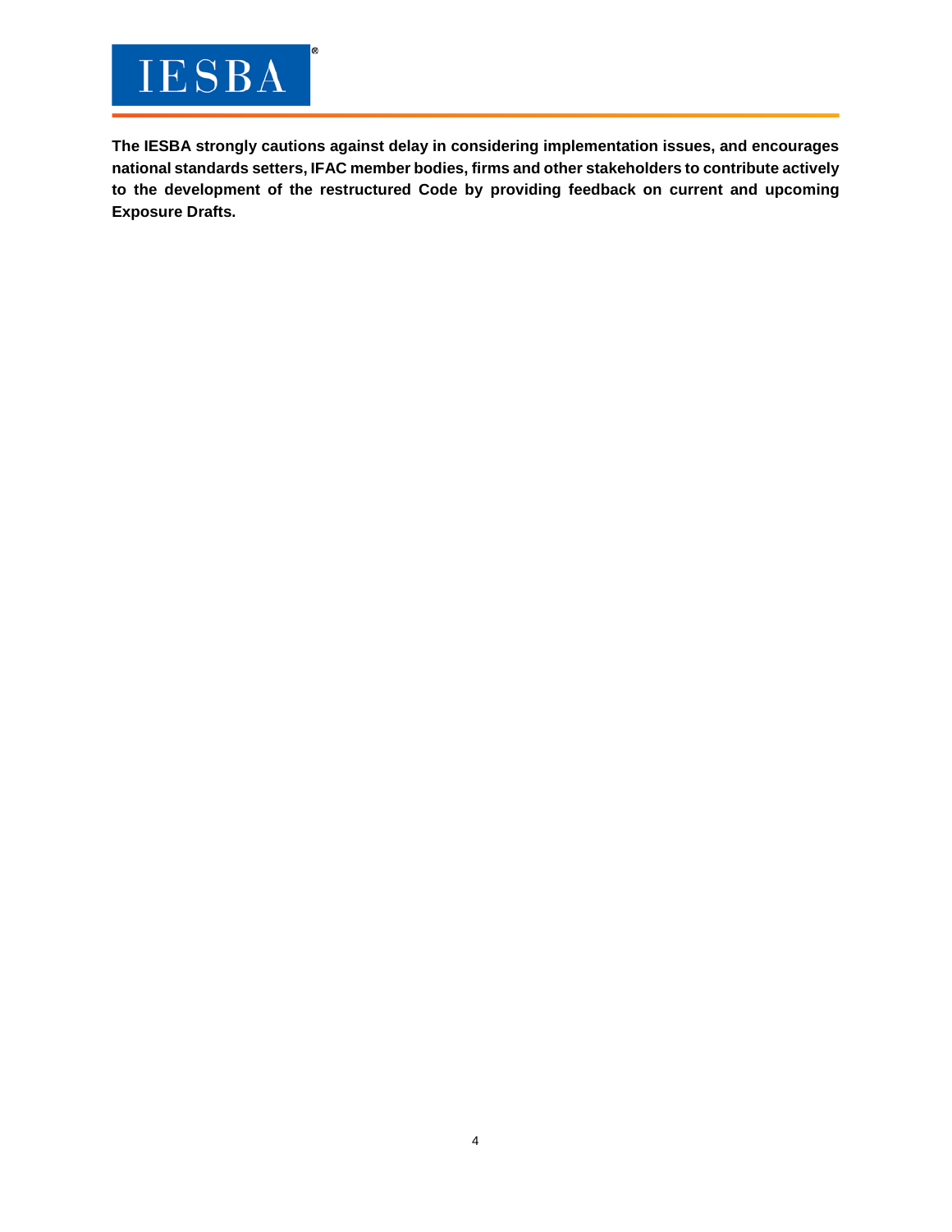**The IESBA strongly cautions against delay in considering implementation issues, and encourages national standards setters, IFAC member bodies, firms and other stakeholders to contribute actively to the development of the restructured Code by providing feedback on current and upcoming Exposure Drafts.**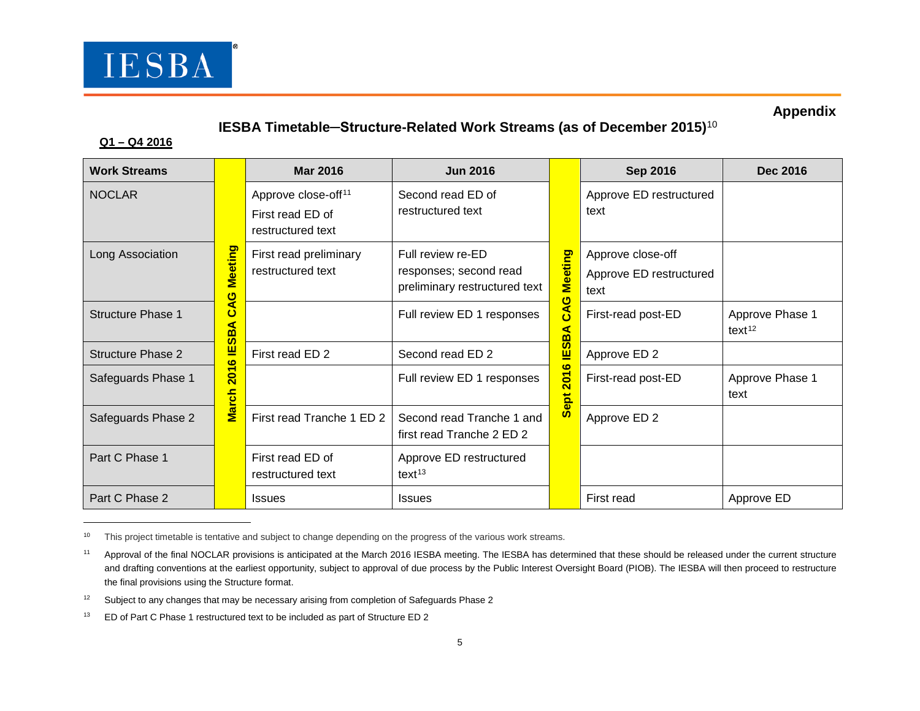## Appendix

### IESBA Timetable─Structure-Related Work Streams (as of December 2015)[10]

**Q1 – Q4 2016**

| Work Streams | | Mar 2016 | Jun 2016 | | Sep 2016 | Dec 2016 |
|---|---|---|---|---|---|---|
| NOCLAR | March 2016 IESBA CAG Meeting | Approve close-off[11]<br>First read ED of restructured text | Second read ED of restructured text | Sept 2016 IESBA CAG Meeting | Approve ED restructured text | |
| Long Association | | First read preliminary restructured text | Full review re-ED responses; second read preliminary restructured text | | Approve close-off<br>Approve ED restructured text | |
| Structure Phase 1 | | | Full review ED 1 responses | | First-read post-ED | Approve Phase 1 text[12] |
| Structure Phase 2 | | First read ED 2 | Second read ED 2 | | Approve ED 2 | |
| Safeguards Phase 1 | | | Full review ED 1 responses | | First-read post-ED | Approve Phase 1 text |
| Safeguards Phase 2 | | First read Tranche 1 ED 2 | Second read Tranche 1 and first read Tranche 2 ED 2 | | Approve ED 2 | |
| Part C Phase 1 | | First read ED of restructured text | Approve ED restructured text[13] | | | |
| Part C Phase 2 | | Issues | Issues | | First read | Approve ED |

---

[10] This project timetable is tentative and subject to change depending on the progress of the various work streams.

[11] Approval of the final NOCLAR provisions is anticipated at the March 2016 IESBA meeting. The IESBA has determined that these should be released under the current structure and drafting conventions at the earliest opportunity, subject to approval of due process by the Public Interest Oversight Board (PIOB). The IESBA will then proceed to restructure the final provisions using the Structure format.

[12] Subject to any changes that may be necessary arising from completion of Safeguards Phase 2

[13] ED of Part C Phase 1 restructured text to be included as part of Structure ED 2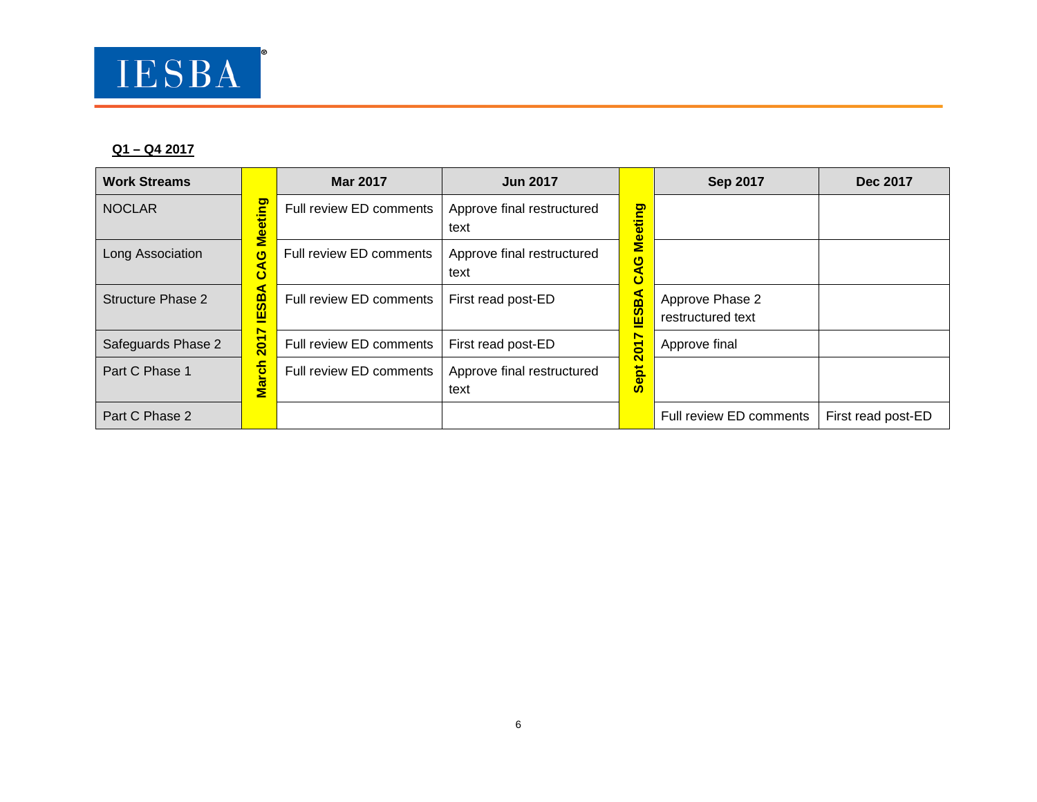**Q1 – Q4 2017**

| Work Streams | March 2017 IESBA CAG Meeting | Mar 2017 | Jun 2017 | Sept 2017 IESBA CAG Meeting | Sep 2017 | Dec 2017 |
|---|---|---|---|---|---|---|
| NOCLAR | | Full review ED comments | Approve final restructured text | | | |
| Long Association | | Full review ED comments | Approve final restructured text | | | |
| Structure Phase 2 | | Full review ED comments | First read post-ED | | Approve Phase 2 restructured text | |
| Safeguards Phase 2 | | Full review ED comments | First read post-ED | | Approve final | |
| Part C Phase 1 | | Full review ED comments | Approve final restructured text | | | |
| Part C Phase 2 | | | | | Full review ED comments | First read post-ED |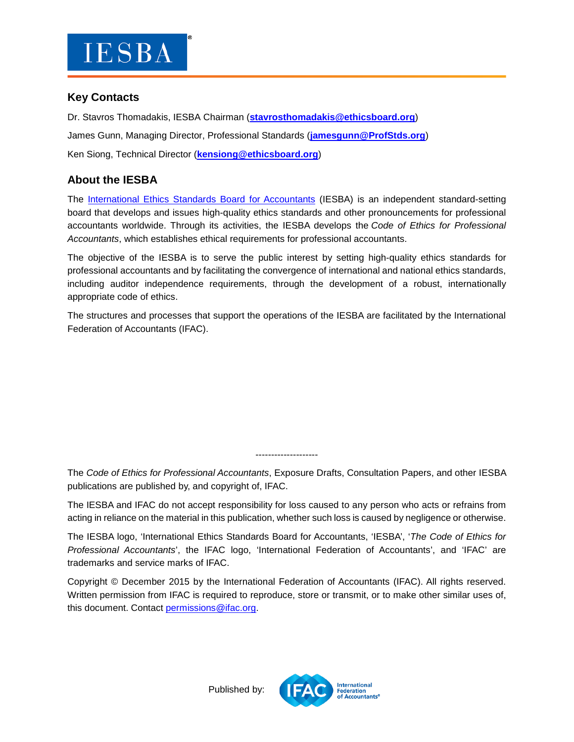## Key Contacts

Dr. Stavros Thomadakis, IESBA Chairman (**stavrosthomadakis@ethicsboard.org**)

James Gunn, Managing Director, Professional Standards (**jamesgunn@ProfStds.org**)

Ken Siong, Technical Director (**kensiong@ethicsboard.org**)

## About the IESBA

The International Ethics Standards Board for Accountants (IESBA) is an independent standard-setting board that develops and issues high-quality ethics standards and other pronouncements for professional accountants worldwide. Through its activities, the IESBA develops the *Code of Ethics for Professional Accountants*, which establishes ethical requirements for professional accountants.

The objective of the IESBA is to serve the public interest by setting high-quality ethics standards for professional accountants and by facilitating the convergence of international and national ethics standards, including auditor independence requirements, through the development of a robust, internationally appropriate code of ethics.

The structures and processes that support the operations of the IESBA are facilitated by the International Federation of Accountants (IFAC).

--------------------

The *Code of Ethics for Professional Accountants*, Exposure Drafts, Consultation Papers, and other IESBA publications are published by, and copyright of, IFAC.

The IESBA and IFAC do not accept responsibility for loss caused to any person who acts or refrains from acting in reliance on the material in this publication, whether such loss is caused by negligence or otherwise.

The IESBA logo, 'International Ethics Standards Board for Accountants, 'IESBA', '*The Code of Ethics for Professional Accountants*', the IFAC logo, 'International Federation of Accountants', and 'IFAC' are trademarks and service marks of IFAC.

Copyright © December 2015 by the International Federation of Accountants (IFAC). All rights reserved. Written permission from IFAC is required to reproduce, store or transmit, or to make other similar uses of, this document. Contact permissions@ifac.org.

Published by: IFAC International Federation of Accountants®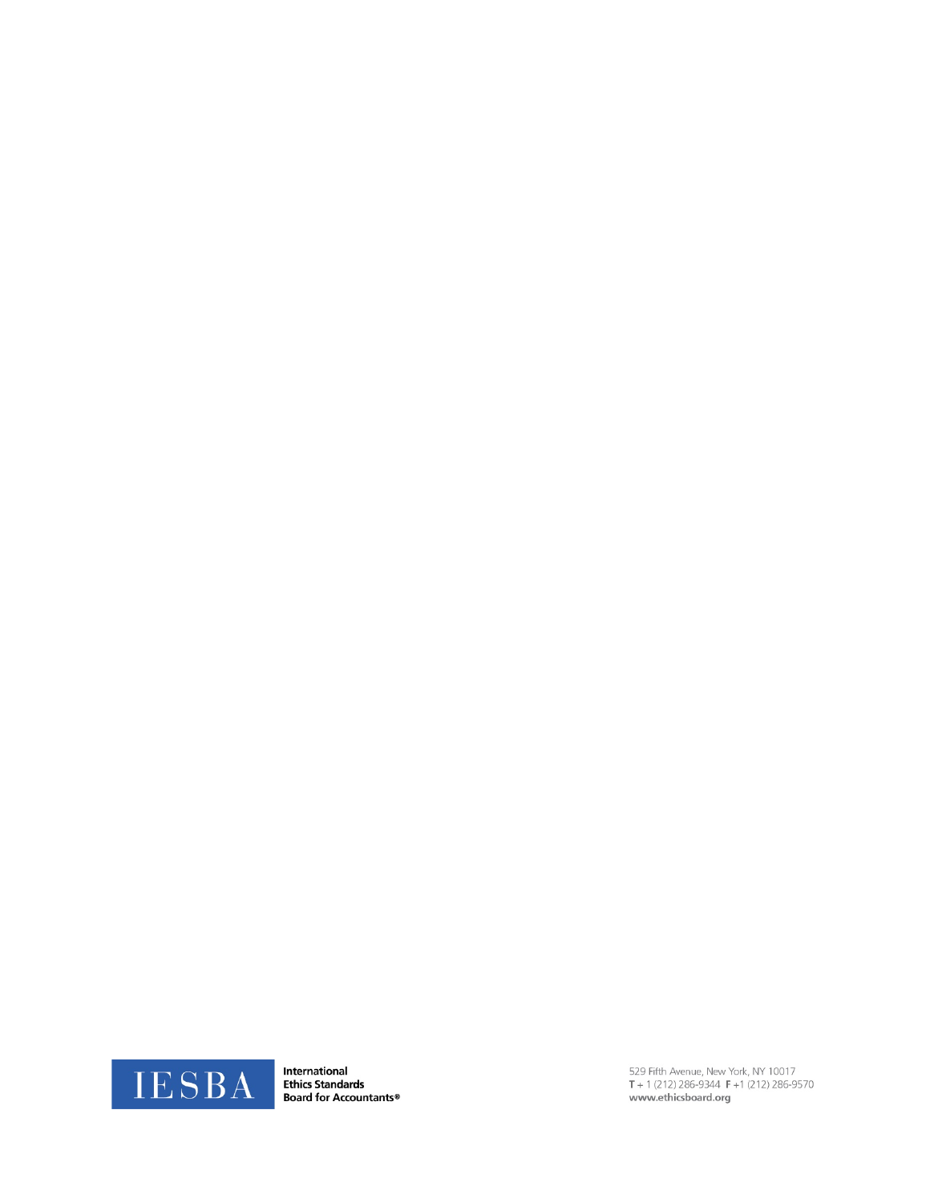IESBA

International
Ethics Standards
Board for Accountants®

529 Fifth Avenue, New York, NY 10017
T + 1 (212) 286-9344 F +1 (212) 286-9570
www.ethicsboard.org